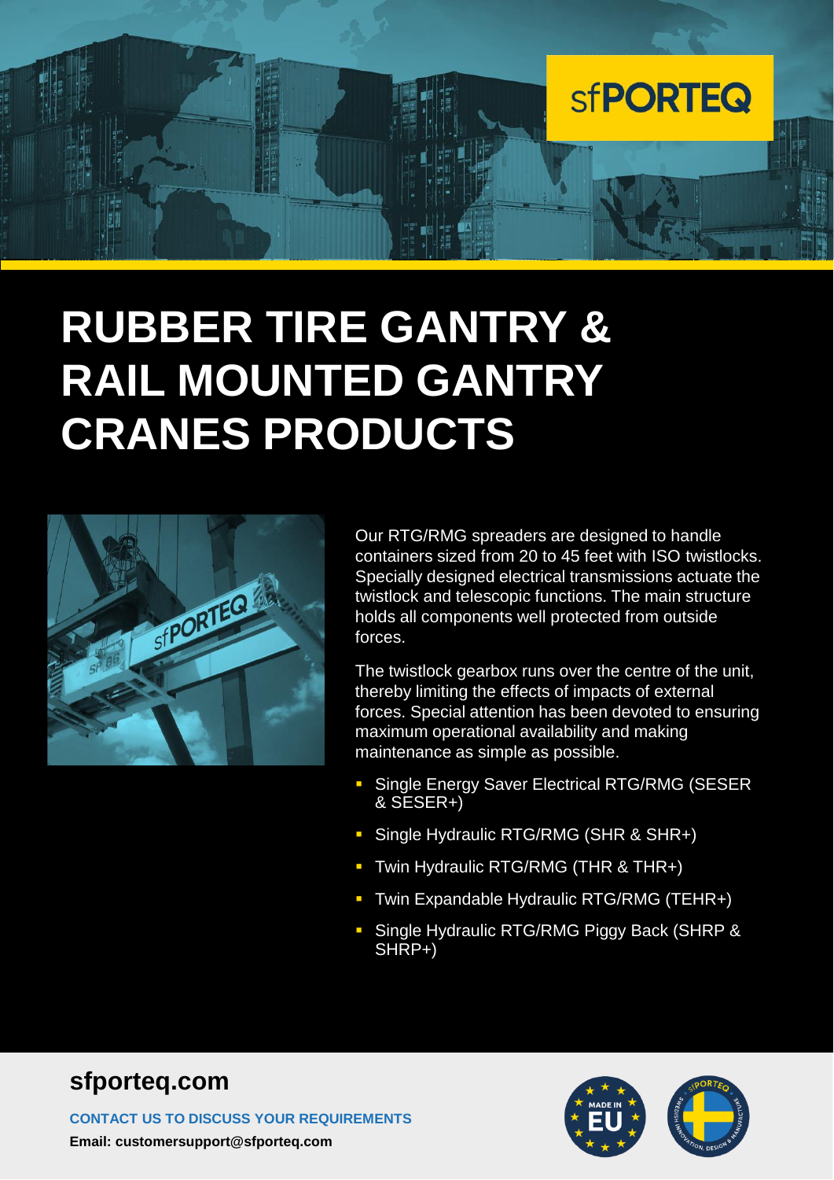# RUBBER TIRE GANTRY & RAIL MOUNTED GANTRY CRANES PRODUCTS

Our RTG/RMG spreaders are designed to handle containers sized from 20 to 45 feet with ISO twistlocks. Specially designed electrical transmissions actuate the twistlock and telescopic functions. The main structure holds all components well protected from outside forces.

The twistlock gearbox runs over the centre of the unit, thereby limiting the effects of impacts of external forces. Special attention has been devoted to ensuring maximum operational availability and making maintenance as simple as possible.

- Single Energy Saver Electrical RTG/RMG (SESER & SESER+)
- Single Hydraulic RTG/RMG (SHR & SHR+)
- Twin Hydraulic RTG/RMG (THR & THR+)
- Twin Expandable Hydraulic RTG/RMG (TEHR+)
- Single Hydraulic RTG/RMG Piggy Back (SHRP & SHRP+)

## sfporteq.com

**CONTACT US TO DISCUSS YOUR REQUIREMENTS**

**Email: customersupport@sfporteq.com**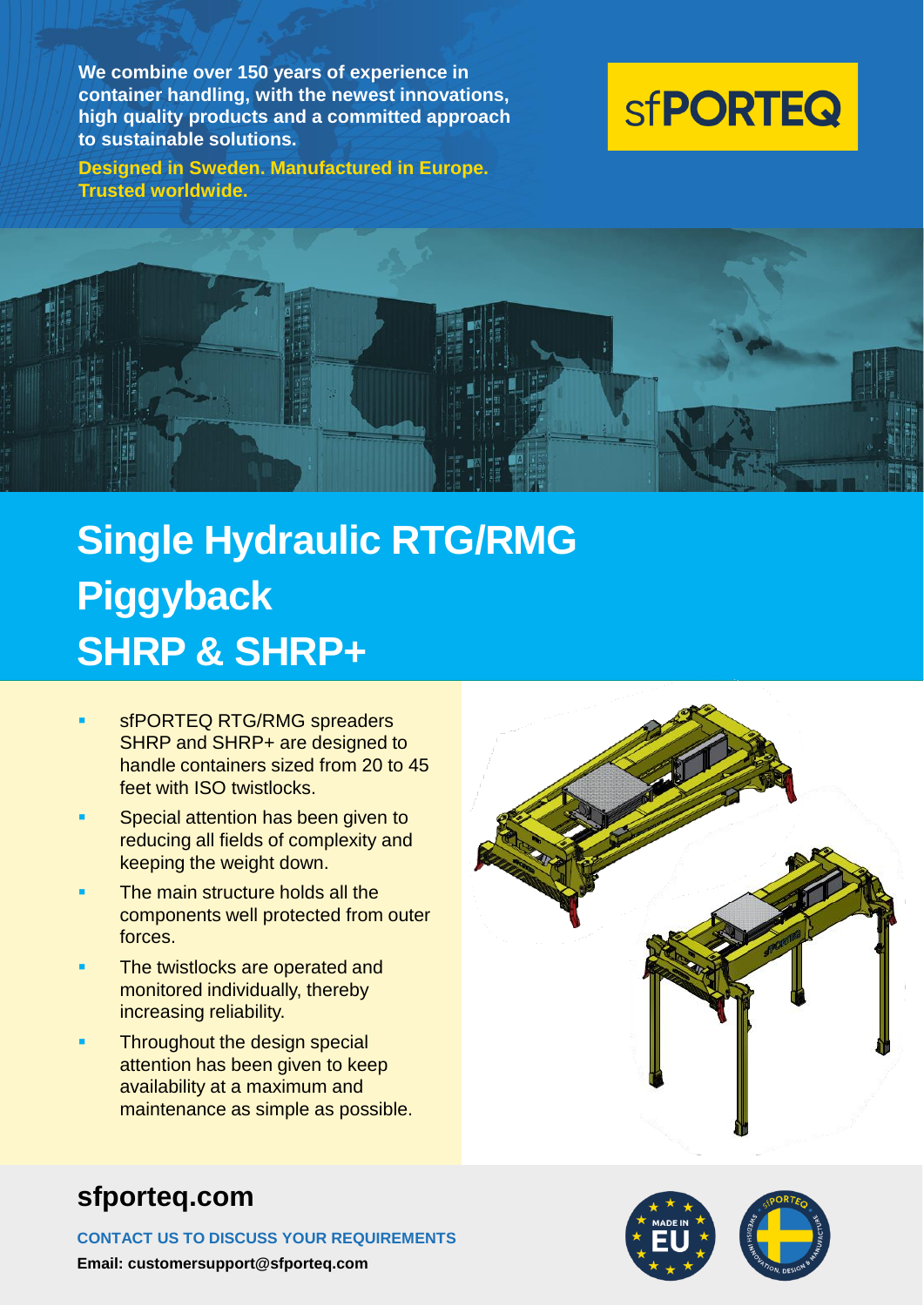**We combine over 150 years of experience in container handling, with the newest innovations, high quality products and a committed approach to sustainable solutions.**

**Designed in Sweden. Manufactured in Europe. Trusted worldwide.**

sfPORTEQ

# Single Hydraulic RTG/RMG Piggyback SHRP & SHRP+

- sfPORTEQ RTG/RMG spreaders SHRP and SHRP+ are designed to handle containers sized from 20 to 45 feet with ISO twistlocks.
- Special attention has been given to reducing all fields of complexity and keeping the weight down.
- The main structure holds all the components well protected from outer forces.
- The twistlocks are operated and monitored individually, thereby increasing reliability.
- Throughout the design special attention has been given to keep availability at a maximum and maintenance as simple as possible.

## sfporteq.com

**CONTACT US TO DISCUSS YOUR REQUIREMENTS**

**Email: customersupport@sfporteq.com**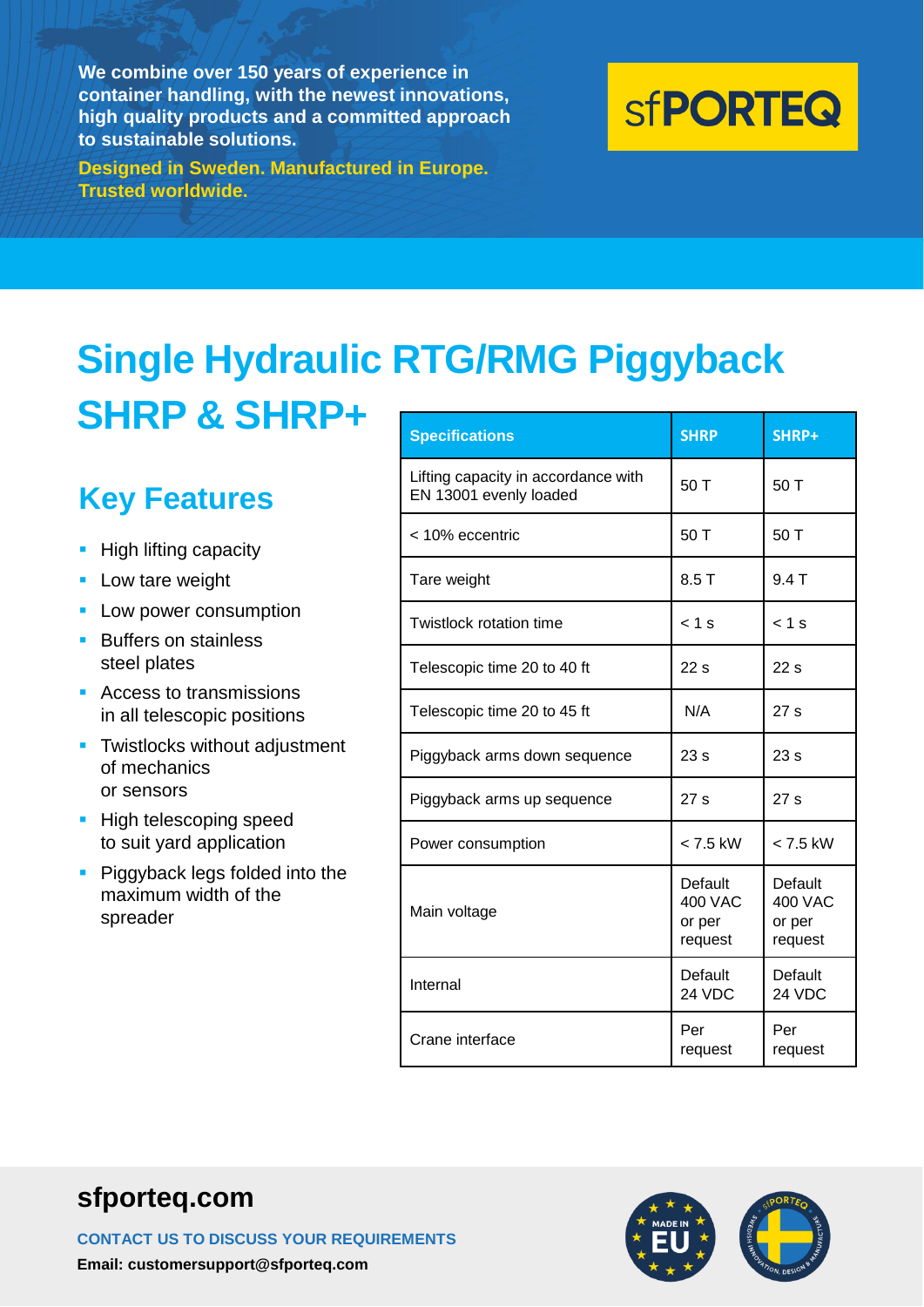We combine over 150 years of experience in container handling, with the newest innovations, high quality products and a committed approach to sustainable solutions.

**Designed in Sweden. Manufactured in Europe. Trusted worldwide.**

sfPORTEQ

# Single Hydraulic RTG/RMG Piggyback SHRP & SHRP+

## Key Features

- High lifting capacity
- Low tare weight
- Low power consumption
- Buffers on stainless steel plates
- Access to transmissions in all telescopic positions
- Twistlocks without adjustment of mechanics or sensors
- High telescoping speed to suit yard application
- Piggyback legs folded into the maximum width of the spreader

| Specifications | SHRP | SHRP+ |
|---|---|---|
| Lifting capacity in accordance with EN 13001 evenly loaded | 50 T | 50 T |
| < 10% eccentric | 50 T | 50 T |
| Tare weight | 8.5 T | 9.4 T |
| Twistlock rotation time | < 1 s | < 1 s |
| Telescopic time 20 to 40 ft | 22 s | 22 s |
| Telescopic time 20 to 45 ft | N/A | 27 s |
| Piggyback arms down sequence | 23 s | 23 s |
| Piggyback arms up sequence | 27 s | 27 s |
| Power consumption | < 7.5 kW | < 7.5 kW |
| Main voltage | Default 400 VAC or per request | Default 400 VAC or per request |
| Internal | Default 24 VDC | Default 24 VDC |
| Crane interface | Per request | Per request |

**sfporteq.com**

CONTACT US TO DISCUSS YOUR REQUIREMENTS

**Email: customersupport@sfporteq.com**